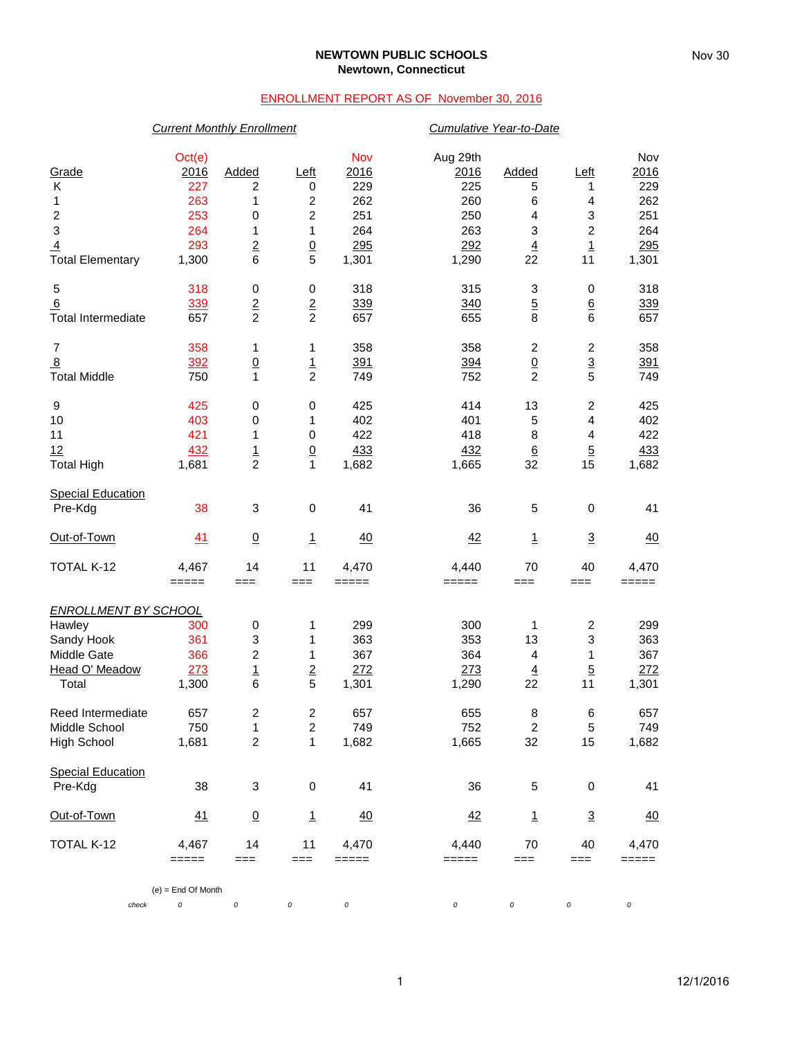**NEWTOWN PUBLIC SCHOOLS**
**Newtown, Connecticut**

Nov 30

ENROLLMENT REPORT AS OF November 30, 2016

| | *Current Monthly Enrollment* | | | | *Cumulative Year-to-Date* | | | |
|---|---|---|---|---|---|---|---|---|
| Grade | Oct(e) 2016 | Added | Left | Nov 2016 | Aug 29th 2016 | Added | Left | Nov 2016 |
| K | 227 | 2 | 0 | 229 | 225 | 5 | 1 | 229 |
| 1 | 263 | 1 | 2 | 262 | 260 | 6 | 4 | 262 |
| 2 | 253 | 0 | 2 | 251 | 250 | 4 | 3 | 251 |
| 3 | 264 | 1 | 1 | 264 | 263 | 3 | 2 | 264 |
| 4 | 293 | 2 | 0 | 295 | 292 | 4 | 1 | 295 |
| Total Elementary | 1,300 | 6 | 5 | 1,301 | 1,290 | 22 | 11 | 1,301 |
| 5 | 318 | 0 | 0 | 318 | 315 | 3 | 0 | 318 |
| 6 | 339 | 2 | 2 | 339 | 340 | 5 | 6 | 339 |
| Total Intermediate | 657 | 2 | 2 | 657 | 655 | 8 | 6 | 657 |
| 7 | 358 | 1 | 1 | 358 | 358 | 2 | 2 | 358 |
| 8 | 392 | 0 | 1 | 391 | 394 | 0 | 3 | 391 |
| Total Middle | 750 | 1 | 2 | 749 | 752 | 2 | 5 | 749 |
| 9 | 425 | 0 | 0 | 425 | 414 | 13 | 2 | 425 |
| 10 | 403 | 0 | 1 | 402 | 401 | 5 | 4 | 402 |
| 11 | 421 | 1 | 0 | 422 | 418 | 8 | 4 | 422 |
| 12 | 432 | 1 | 0 | 433 | 432 | 6 | 5 | 433 |
| Total High | 1,681 | 2 | 1 | 1,682 | 1,665 | 32 | 15 | 1,682 |
| Special Education | | | | | | | | |
| Pre-Kdg | 38 | 3 | 0 | 41 | 36 | 5 | 0 | 41 |
| Out-of-Town | 41 | 0 | 1 | 40 | 42 | 1 | 3 | 40 |
| TOTAL K-12 | 4,467 | 14 | 11 | 4,470 | 4,440 | 70 | 40 | 4,470 |
| *ENROLLMENT BY SCHOOL* | | | | | | | | |
| Hawley | 300 | 0 | 1 | 299 | 300 | 1 | 2 | 299 |
| Sandy Hook | 361 | 3 | 1 | 363 | 353 | 13 | 3 | 363 |
| Middle Gate | 366 | 2 | 1 | 367 | 364 | 4 | 1 | 367 |
| Head O' Meadow | 273 | 1 | 2 | 272 | 273 | 4 | 5 | 272 |
| Total | 1,300 | 6 | 5 | 1,301 | 1,290 | 22 | 11 | 1,301 |
| Reed Intermediate | 657 | 2 | 2 | 657 | 655 | 8 | 6 | 657 |
| Middle School | 750 | 1 | 2 | 749 | 752 | 2 | 5 | 749 |
| High School | 1,681 | 2 | 1 | 1,682 | 1,665 | 32 | 15 | 1,682 |
| Special Education | | | | | | | | |
| Pre-Kdg | 38 | 3 | 0 | 41 | 36 | 5 | 0 | 41 |
| Out-of-Town | 41 | 0 | 1 | 40 | 42 | 1 | 3 | 40 |
| TOTAL K-12 | 4,467 | 14 | 11 | 4,470 | 4,440 | 70 | 40 | 4,470 |
| *check* | 0 | 0 | 0 | 0 | 0 | 0 | 0 | 0 |

(e) = End Of Month

12/1/2016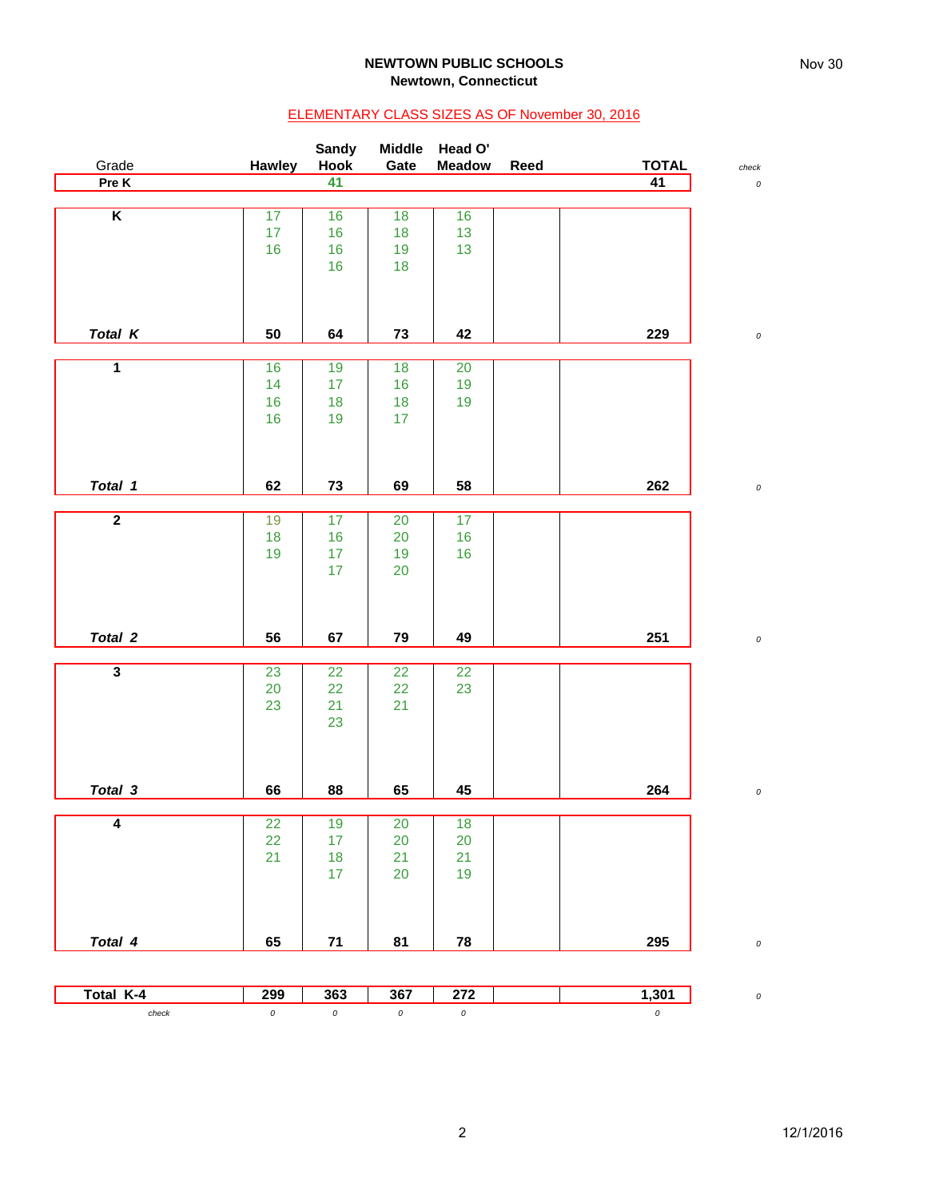**NEWTOWN PUBLIC SCHOOLS**
**Newtown, Connecticut**

Nov 30

ELEMENTARY CLASS SIZES AS OF November 30, 2016

| Grade | Hawley | Sandy Hook | Middle Gate | Head O' Meadow | Reed | TOTAL | check |
|---|---|---|---|---|---|---|---|
| **Pre K** | | 41 | | | | **41** | 0 |
| **K** | 17 | 16 | 18 | 16 | | | |
| | 17 | 16 | 18 | 13 | | | |
| | 16 | 16 | 19 | 13 | | | |
| | | 16 | 18 | | | | |
| ***Total K*** | **50** | **64** | **73** | **42** | | **229** | 0 |
| **1** | 16 | 19 | 18 | 20 | | | |
| | 14 | 17 | 16 | 19 | | | |
| | 16 | 18 | 18 | 19 | | | |
| | 16 | 19 | 17 | | | | |
| ***Total 1*** | **62** | **73** | **69** | **58** | | **262** | 0 |
| **2** | 19 | 17 | 20 | 17 | | | |
| | 18 | 16 | 20 | 16 | | | |
| | 19 | 17 | 19 | 16 | | | |
| | | 17 | 20 | | | | |
| ***Total 2*** | **56** | **67** | **79** | **49** | | **251** | 0 |
| **3** | 23 | 22 | 22 | 22 | | | |
| | 20 | 22 | 22 | 23 | | | |
| | 23 | 21 | 21 | | | | |
| | | 23 | | | | | |
| ***Total 3*** | **66** | **88** | **65** | **45** | | **264** | 0 |
| **4** | 22 | 19 | 20 | 18 | | | |
| | 22 | 17 | 20 | 20 | | | |
| | 21 | 18 | 21 | 21 | | | |
| | | 17 | 20 | 19 | | | |
| ***Total 4*** | **65** | **71** | **81** | **78** | | **295** | 0 |
| **Total K-4** | **299** | **363** | **367** | **272** | | **1,301** | 0 |
| *check* | *0* | *0* | *0* | *0* | | *0* | |

12/1/2016